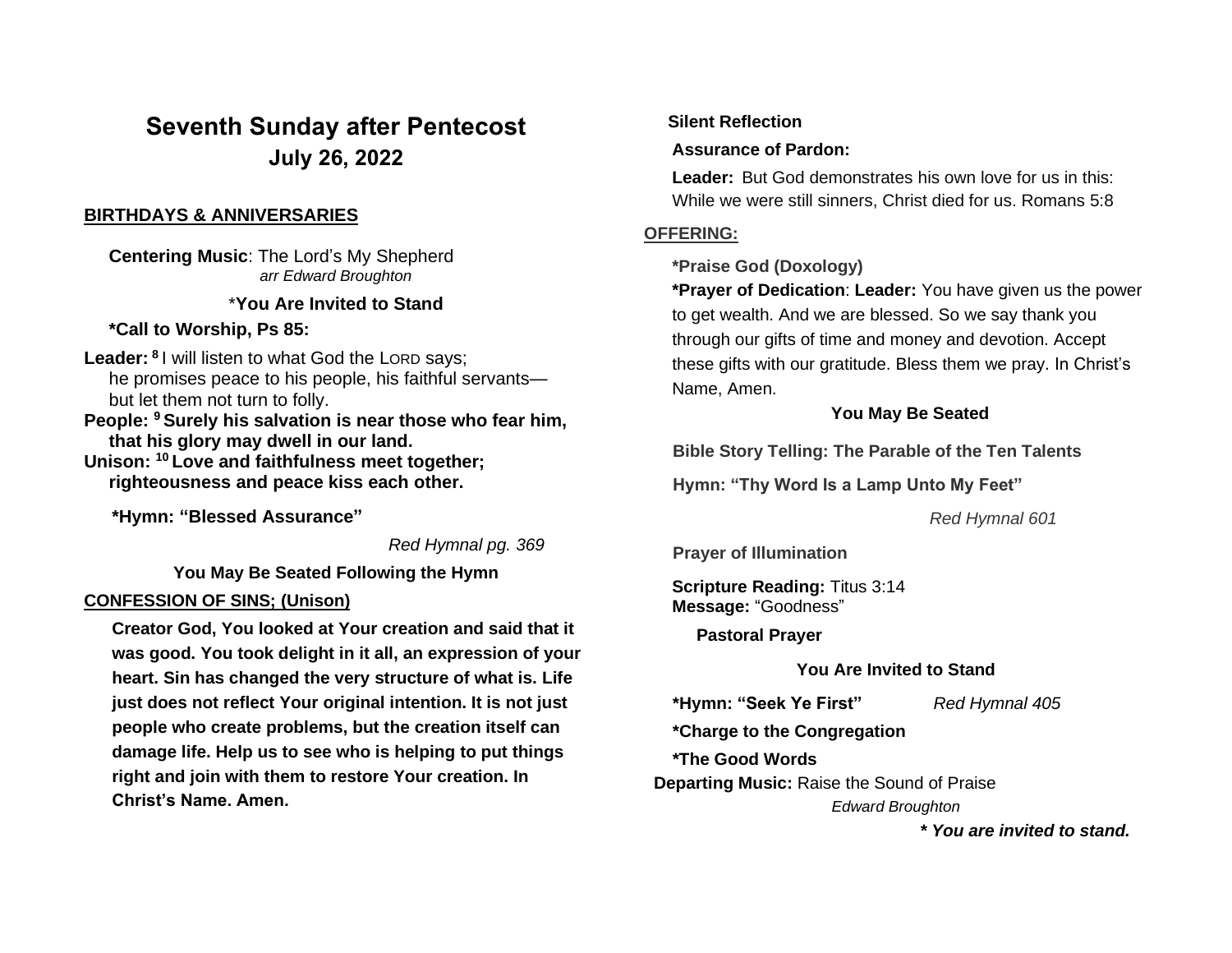# Seventh Sunday after Pentecost

## July 26, 2022

**BIRTHDAYS & ANNIVERSARIES**

**Centering Music**: The Lord's My Shepherd
*arr Edward Broughton*

***You Are Invited to Stand**

***Call to Worship, Ps 85:**

**Leader:** [8] I will listen to what God the LORD says;
he promises peace to his people, his faithful servants—
but let them not turn to folly.
**People:** [9] **Surely his salvation is near those who fear him, that his glory may dwell in our land.**
**Unison:** [10] **Love and faithfulness meet together; righteousness and peace kiss each other.**

***Hymn: "Blessed Assurance"**

*Red Hymnal pg. 369*

**You May Be Seated Following the Hymn**

**CONFESSION OF SINS; (Unison)**

**Creator God, You looked at Your creation and said that it was good. You took delight in it all, an expression of your heart. Sin has changed the very structure of what is. Life just does not reflect Your original intention. It is not just people who create problems, but the creation itself can damage life. Help us to see who is helping to put things right and join with them to restore Your creation. In Christ's Name. Amen.**

**Silent Reflection**

**Assurance of Pardon:**

**Leader:** But God demonstrates his own love for us in this: While we were still sinners, Christ died for us. Romans 5:8

**OFFERING:**

***Praise God (Doxology)**

***Prayer of Dedication**: **Leader:** You have given us the power to get wealth. And we are blessed. So we say thank you through our gifts of time and money and devotion. Accept these gifts with our gratitude. Bless them we pray. In Christ's Name, Amen.

**You May Be Seated**

**Bible Story Telling: The Parable of the Ten Talents**

**Hymn: "Thy Word Is a Lamp Unto My Feet"**

*Red Hymnal 601*

**Prayer of Illumination**

**Scripture Reading:** Titus 3:14
**Message:** "Goodness"

**Pastoral Prayer**

**You Are Invited to Stand**

***Hymn: "Seek Ye First"** *Red Hymnal 405*

***Charge to the Congregation**

***The Good Words**

**Departing Music:** Raise the Sound of Praise
*Edward Broughton*

***** *You are invited to stand.***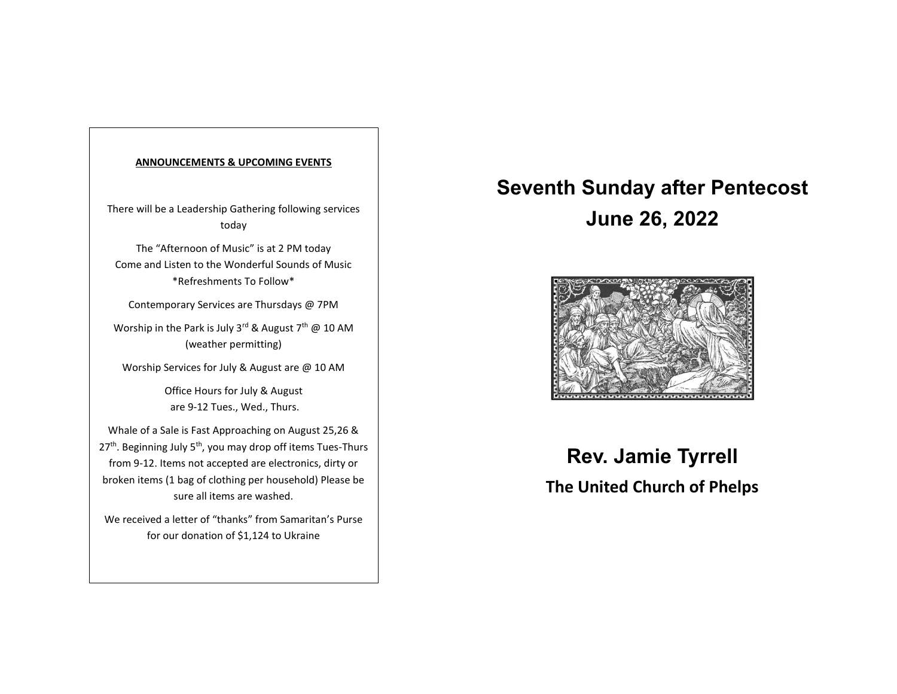**ANNOUNCEMENTS & UPCOMING EVENTS**

There will be a Leadership Gathering following services today

The "Afternoon of Music" is at 2 PM today
Come and Listen to the Wonderful Sounds of Music
*Refreshments To Follow*

Contemporary Services are Thursdays @ 7PM

Worship in the Park is July 3rd & August 7th @ 10 AM (weather permitting)

Worship Services for July & August are @ 10 AM

Office Hours for July & August
are 9-12 Tues., Wed., Thurs.

Whale of a Sale is Fast Approaching on August 25,26 & 27th. Beginning July 5th, you may drop off items Tues-Thurs from 9-12. Items not accepted are electronics, dirty or broken items (1 bag of clothing per household) Please be sure all items are washed.

We received a letter of "thanks" from Samaritan's Purse for our donation of $1,124 to Ukraine

# Seventh Sunday after Pentecost
# June 26, 2022

## Rev. Jamie Tyrrell

**The United Church of Phelps**